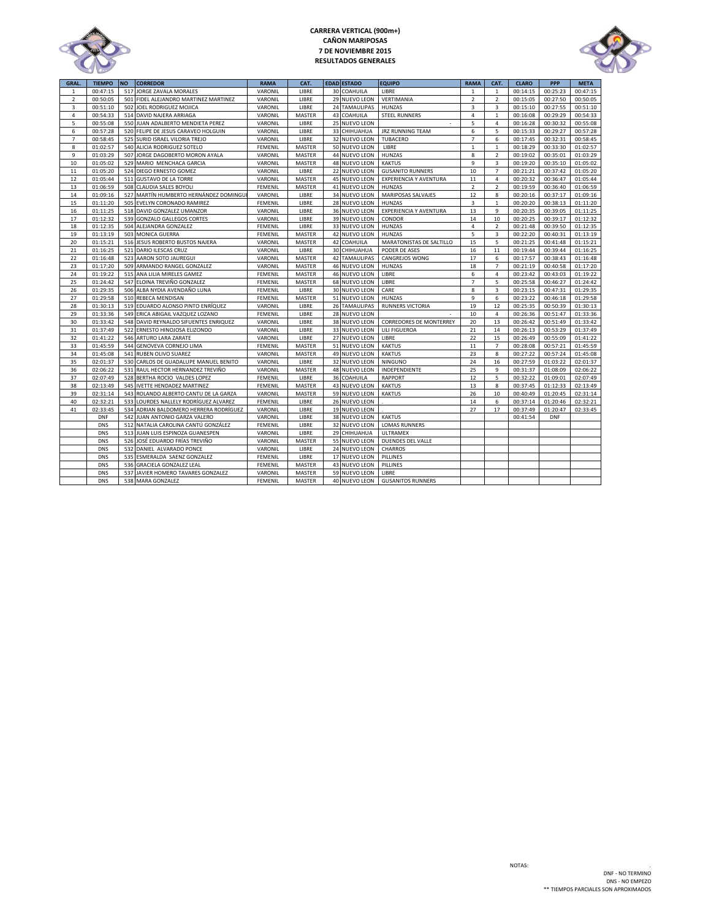# CARRERA VERTICAL (900m+)
## CAÑON MARIPOSAS
## 7 DE NOVIEMBRE 2015
## RESULTADOS GENERALES

| GRAL. | TIEMPO | NO | CORREDOR | RAMA | CAT. | EDAD | ESTADO | EQUIPO | RAMA | CAT. | CLARO | PPP | META |
|---|---|---|---|---|---|---|---|---|---|---|---|---|---|
| 1 | 00:47:15 | 517 | JORGE ZAVALA MORALES | VARONIL | LIBRE | 30 | COAHUILA | LIBRE | 1 | 1 | 00:14:15 | 00:25:23 | 00:47:15 |
| 2 | 00:50:05 | 501 | FIDEL ALEJANDRO MARTINEZ MARTINEZ | VARONIL | LIBRE | 29 | NUEVO LEON | VERTIMANIA | 2 | 2 | 00:15:05 | 00:27:50 | 00:50:05 |
| 3 | 00:51:10 | 502 | JOEL RODRIGUEZ MOJICA | VARONIL | LIBRE | 24 | TAMAULIPAS | HUNZAS | 3 | 3 | 00:15:10 | 00:27:55 | 00:51:10 |
| 4 | 00:54:33 | 514 | DAVID NAJERA ARRIAGA | VARONIL | MASTER | 43 | COAHUILA | STEEL RUNNERS | 4 | 1 | 00:16:08 | 00:29:29 | 00:54:33 |
| 5 | 00:55:08 | 550 | JUAN ADALBERTO MENDIETA PEREZ | VARONIL | LIBRE | 25 | NUEVO LEON | - | 5 | 4 | 00:16:28 | 00:30:32 | 00:55:08 |
| 6 | 00:57:28 | 520 | FELIPE DE JESUS CARAVEO HOLGUIN | VARONIL | LIBRE | 33 | CHIHUAHUA | JRZ RUNNING TEAM | 6 | 5 | 00:15:33 | 00:29:27 | 00:57:28 |
| 7 | 00:58:45 | 525 | SURID ISRAEL VILORIA TREJO | VARONIL | LIBRE | 32 | NUEVO LEON | TUBACERO | 7 | 6 | 00:17:45 | 00:32:31 | 00:58:45 |
| 8 | 01:02:57 | 540 | ALICIA RODRIGUEZ SOTELO | FEMENIL | MASTER | 50 | NUEVO LEON | LIBRE | 1 | 1 | 00:18:29 | 00:33:30 | 01:02:57 |
| 9 | 01:03:29 | 507 | JORGE DAGOBERTO MORON AYALA | VARONIL | MASTER | 44 | NUEVO LEON | HUNZAS | 8 | 2 | 00:19:02 | 00:35:01 | 01:03:29 |
| 10 | 01:05:02 | 529 | MARIO MENCHACA GARCIA | VARONIL | MASTER | 48 | NUEVO LEON | KAKTUS | 9 | 3 | 00:19:20 | 00:35:10 | 01:05:02 |
| 11 | 01:05:20 | 524 | DIEGO ERNESTO GOMEZ | VARONIL | LIBRE | 22 | NUEVO LEON | GUSANITO RUNNERS | 10 | 7 | 00:21:21 | 00:37:42 | 01:05:20 |
| 12 | 01:05:44 | 511 | GUSTAVO DE LA TORRE | VARONIL | MASTER | 45 | NUEVO LEON | EXPERIENCIA Y AVENTURA | 11 | 4 | 00:20:32 | 00:36:47 | 01:05:44 |
| 13 | 01:06:59 | 508 | CLAUDIA SALES BOYOLI | FEMENIL | MASTER | 41 | NUEVO LEON | HUNZAS | 2 | 2 | 00:19:59 | 00:36:40 | 01:06:59 |
| 14 | 01:09:16 | 527 | MARTÍN HUMBERTO HERNÁNDEZ DOMINGU | VARONIL | LIBRE | 34 | NUEVO LEON | MARIPOSAS SALVAJES | 12 | 8 | 00:20:16 | 00:37:17 | 01:09:16 |
| 15 | 01:11:20 | 505 | EVELYN CORONADO RAMIREZ | FEMENIL | LIBRE | 28 | NUEVO LEON | HUNZAS | 3 | 1 | 00:20:20 | 00:38:13 | 01:11:20 |
| 16 | 01:11:25 | 518 | DAVID GONZALEZ UMANZOR | VARONIL | LIBRE | 36 | NUEVO LEON | EXPERIENCIA Y AVENTURA | 13 | 9 | 00:20:35 | 00:39:05 | 01:11:25 |
| 17 | 01:12:32 | 539 | GONZALO GALLEGOS CORTES | VARONIL | LIBRE | 39 | NUEVO LEON | CONDOR | 14 | 10 | 00:20:25 | 00:39:17 | 01:12:32 |
| 18 | 01:12:35 | 504 | ALEJANDRA GONZALEZ | FEMENIL | LIBRE | 33 | NUEVO LEON | HUNZAS | 4 | 2 | 00:21:48 | 00:39:50 | 01:12:35 |
| 19 | 01:13:19 | 503 | MONICA GUERRA | FEMENIL | MASTER | 42 | NUEVO LEON | HUNZAS | 5 | 3 | 00:22:20 | 00:40:31 | 01:13:19 |
| 20 | 01:15:21 | 516 | JESUS ROBERTO BUSTOS NAJERA | VARONIL | MASTER | 42 | COAHUILA | MARATONISTAS DE SALTILLO | 15 | 5 | 00:21:25 | 00:41:48 | 01:15:21 |
| 21 | 01:16:25 | 521 | DARIO ILESCAS CRUZ | VARONIL | LIBRE | 30 | CHIHUAHUA | PODER DE ASES | 16 | 11 | 00:19:44 | 00:39:44 | 01:16:25 |
| 22 | 01:16:48 | 523 | AARON SOTO JAUREGUI | VARONIL | MASTER | 42 | TAMAULIPAS | CANGREJOS WONG | 17 | 6 | 00:17:57 | 00:38:43 | 01:16:48 |
| 23 | 01:17:20 | 509 | ARMANDO RANGEL GONZALEZ | VARONIL | MASTER | 46 | NUEVO LEON | HUNZAS | 18 | 7 | 00:21:19 | 00:40:58 | 01:17:20 |
| 24 | 01:19:22 | 515 | ANA LILIA MIRELES GAMEZ | FEMENIL | MASTER | 46 | NUEVO LEON | LIBRE | 6 | 4 | 00:23:42 | 00:43:03 | 01:19:22 |
| 25 | 01:24:42 | 547 | ELOINA TREVIÑO GONZALEZ | FEMENIL | MASTER | 68 | NUEVO LEON | LIBRE | 7 | 5 | 00:25:58 | 00:46:27 | 01:24:42 |
| 26 | 01:29:35 | 506 | ALBA NYDIA AVENDAÑO LUNA | FEMENIL | LIBRE | 30 | NUEVO LEON | CARE | 8 | 3 | 00:23:15 | 00:47:31 | 01:29:35 |
| 27 | 01:29:58 | 510 | REBECA MENDISAN | FEMENIL | MASTER | 51 | NUEVO LEON | HUNZAS | 9 | 6 | 00:23:22 | 00:46:18 | 01:29:58 |
| 28 | 01:30:13 | 519 | EDUARDO ALONSO PINTO ENRÍQUEZ | VARONIL | LIBRE | 26 | TAMAULIPAS | RUNNERS VICTORIA | 19 | 12 | 00:25:35 | 00:50:39 | 01:30:13 |
| 29 | 01:33:36 | 549 | ERICA ABIGAIL VAZQUEZ LOZANO | FEMENIL | LIBRE | 28 | NUEVO LEON | - | 10 | 4 | 00:26:36 | 00:51:47 | 01:33:36 |
| 30 | 01:33:42 | 548 | DAVID REYNALDO SIFUENTES ENRIQUEZ | VARONIL | LIBRE | 38 | NUEVO LEON | CORREDORES DE MONTERREY | 20 | 13 | 00:26:42 | 00:51:49 | 01:33:42 |
| 31 | 01:37:49 | 522 | ERNESTO HINOJOSA ELIZONDO | VARONIL | LIBRE | 33 | NUEVO LEON | LILI FIGUEROA | 21 | 14 | 00:26:13 | 00:53:29 | 01:37:49 |
| 32 | 01:41:22 | 546 | ARTURO LARA ZARATE | VARONIL | LIBRE | 27 | NUEVO LEON | LIBRE | 22 | 15 | 00:26:49 | 00:55:09 | 01:41:22 |
| 33 | 01:45:59 | 544 | GENOVEVA CORNEJO LIMA | FEMENIL | MASTER | 51 | NUEVO LEON | KAKTUS | 11 | 7 | 00:28:08 | 00:57:21 | 01:45:59 |
| 34 | 01:45:08 | 541 | RUBEN OLIVO SUAREZ | VARONIL | MASTER | 49 | NUEVO LEON | KAKTUS | 23 | 8 | 00:27:22 | 00:57:24 | 01:45:08 |
| 35 | 02:01:37 | 530 | CARLOS DE GUADALUPE MANUEL BENITO | VARONIL | LIBRE | 32 | NUEVO LEON | NINGUNO | 24 | 16 | 00:27:59 | 01:03:22 | 02:01:37 |
| 36 | 02:06:22 | 531 | RAUL HECTOR HERNANDEZ TREVIÑO | VARONIL | MASTER | 48 | NUEVO LEON | INDEPENDIENTE | 25 | 9 | 00:31:37 | 01:08:09 | 02:06:22 |
| 37 | 02:07:49 | 528 | BERTHA ROCIO VALDES LOPEZ | FEMENIL | LIBRE | 36 | COAHUILA | RAPPORT | 12 | 5 | 00:32:22 | 01:09:01 | 02:07:49 |
| 38 | 02:13:49 | 545 | IVETTE HENDADEZ MARTINEZ | FEMENIL | MASTER | 43 | NUEVO LEON | KAKTUS | 13 | 8 | 00:37:45 | 01:12:33 | 02:13:49 |
| 39 | 02:31:14 | 543 | ROLANDO ALBERTO CANTU DE LA GARZA | VARONIL | MASTER | 59 | NUEVO LEON | KAKTUS | 26 | 10 | 00:40:49 | 01:20:45 | 02:31:14 |
| 40 | 02:32:21 | 533 | LOURDES NALLELY RODRÍGUEZ ALVAREZ | FEMENIL | LIBRE | 26 | NUEVO LEON | . | 14 | 6 | 00:37:14 | 01:20:46 | 02:32:21 |
| 41 | 02:33:45 | 534 | ADRIAN BALDOMERO HERRERA RODRÍGUEZ | VARONIL | LIBRE | 19 | NUEVO LEON | . | 27 | 17 | 00:37:49 | 01:20:47 | 02:33:45 |
| | DNF | 542 | JUAN ANTONIO GARZA VALERO | VARONIL | LIBRE | 38 | NUEVO LEON | KAKTUS | | | 00:41:54 | DNF | |
| | DNS | 512 | NATALIA CAROLINA CANTÚ GONZÁLEZ | FEMENIL | LIBRE | 32 | NUEVO LEON | LOMAS RUNNERS | | | | | |
| | DNS | 513 | JUAN LUIS ESPINOZA GUANESPEN | VARONIL | LIBRE | 29 | CHIHUAHUA | ULTRAMEX | | | | | |
| | DNS | 526 | JOSÉ EDUARDO FRÍAS TREVIÑO | VARONIL | MASTER | 55 | NUEVO LEON | DUENDES DEL VALLE | | | | | |
| | DNS | 532 | DANIEL ALVARADO PONCE | VARONIL | LIBRE | 24 | NUEVO LEON | CHARROS | | | | | |
| | DNS | 535 | ESMERALDA SAENZ GONZALEZ | FEMENIL | LIBRE | 17 | NUEVO LEON | PILLINES | | | | | |
| | DNS | 536 | GRACIELA GONZALEZ LEAL | FEMENIL | MASTER | 43 | NUEVO LEON | PILLINES | | | | | |
| | DNS | 537 | JAVIER HOMERO TAVARES GONZALEZ | VARONIL | MASTER | 59 | NUEVO LEON | LIBRE | | | | | |
| | DNS | 538 | MARA GONZALEZ | FEMENIL | MASTER | 40 | NUEVO LEON | GUSANITOS RUNNERS | | | | | |

NOTAS:

DNF - NO TERMINO
DNS - NO EMPEZO
** TIEMPOS PARCIALES SON APROXIMADOS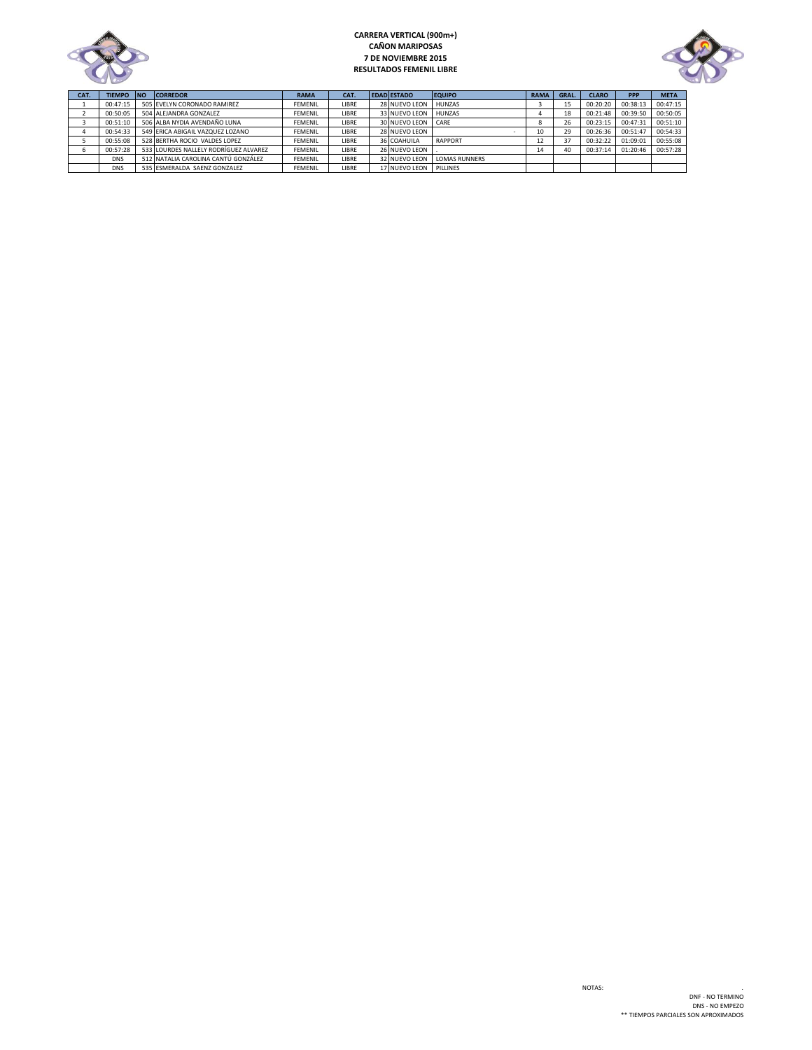**CARRERA VERTICAL (900m+)**
**CAÑON MARIPOSAS**
**7 DE NOVIEMBRE 2015**
**RESULTADOS FEMENIL LIBRE**

| CAT. | TIEMPO | NO | CORREDOR | RAMA | CAT. | EDAD | ESTADO | EQUIPO | RAMA | GRAL. | CLARO | PPP | META |
|---|---|---|---|---|---|---|---|---|---|---|---|---|---|
| 1 | 00:47:15 | 505 | EVELYN CORONADO RAMIREZ | FEMENIL | LIBRE | 28 | NUEVO LEON | HUNZAS | 3 | 15 | 00:20:20 | 00:38:13 | 00:47:15 |
| 2 | 00:50:05 | 504 | ALEJANDRA GONZALEZ | FEMENIL | LIBRE | 33 | NUEVO LEON | HUNZAS | 4 | 18 | 00:21:48 | 00:39:50 | 00:50:05 |
| 3 | 00:51:10 | 506 | ALBA NYDIA AVENDAÑO LUNA | FEMENIL | LIBRE | 30 | NUEVO LEON | CARE | 8 | 26 | 00:23:15 | 00:47:31 | 00:51:10 |
| 4 | 00:54:33 | 549 | ERICA ABIGAIL VAZQUEZ LOZANO | FEMENIL | LIBRE | 28 | NUEVO LEON | - | 10 | 29 | 00:26:36 | 00:51:47 | 00:54:33 |
| 5 | 00:55:08 | 528 | BERTHA ROCIO VALDES LOPEZ | FEMENIL | LIBRE | 36 | COAHUILA | RAPPORT | 12 | 37 | 00:32:22 | 01:09:01 | 00:55:08 |
| 6 | 00:57:28 | 533 | LOURDES NALLELY RODRÍGUEZ ALVAREZ | FEMENIL | LIBRE | 26 | NUEVO LEON | . | 14 | 40 | 00:37:14 | 01:20:46 | 00:57:28 |
| | DNS | 512 | NATALIA CAROLINA CANTÚ GONZÁLEZ | FEMENIL | LIBRE | 32 | NUEVO LEON | LOMAS RUNNERS | | | | | |
| | DNS | 535 | ESMERALDA SAENZ GONZALEZ | FEMENIL | LIBRE | 17 | NUEVO LEON | PILLINES | | | | | |

NOTAS: .

DNF - NO TERMINO

DNS - NO EMPEZO

** TIEMPOS PARCIALES SON APROXIMADOS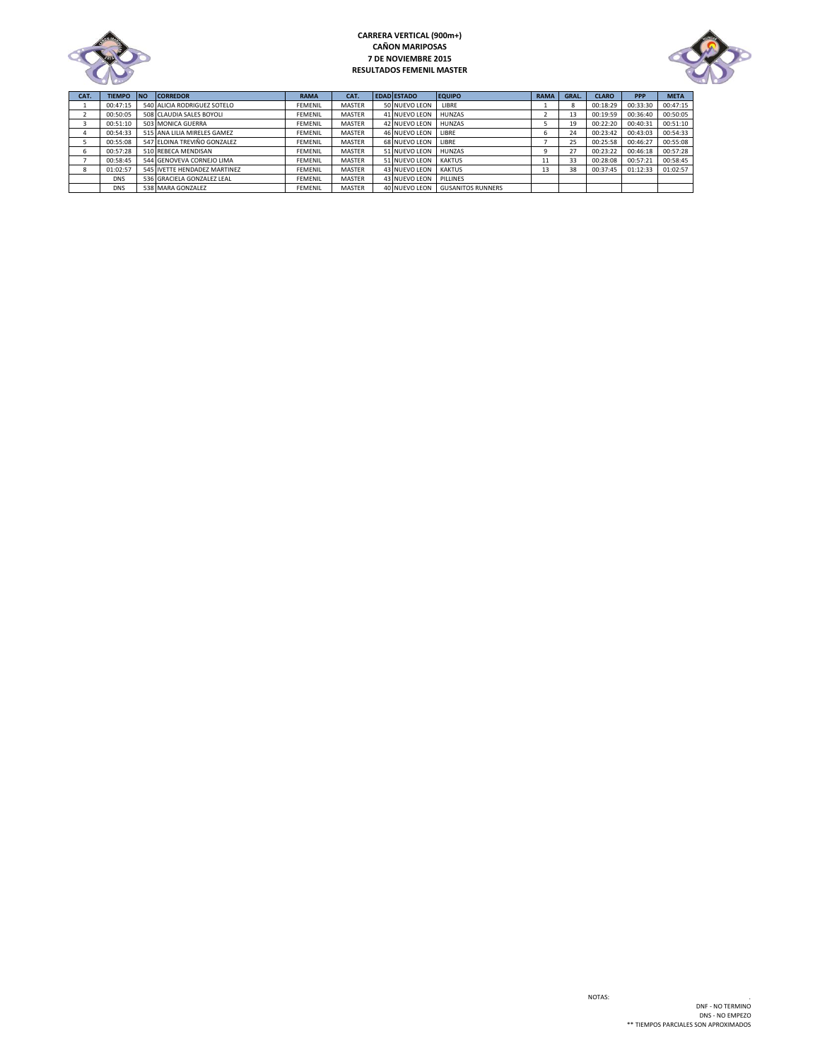**CARRERA VERTICAL (900m+)**
**CAÑON MARIPOSAS**
**7 DE NOVIEMBRE 2015**
**RESULTADOS FEMENIL MASTER**

| CAT. | TIEMPO | NO | CORREDOR | RAMA | CAT. | EDAD | ESTADO | EQUIPO | RAMA | GRAL. | CLARO | PPP | META |
|---|---|---|---|---|---|---|---|---|---|---|---|---|---|
| 1 | 00:47:15 | 540 | ALICIA RODRIGUEZ SOTELO | FEMENIL | MASTER | 50 | NUEVO LEON | LIBRE | 1 | 8 | 00:18:29 | 00:33:30 | 00:47:15 |
| 2 | 00:50:05 | 508 | CLAUDIA SALES BOYOLI | FEMENIL | MASTER | 41 | NUEVO LEON | HUNZAS | 2 | 13 | 00:19:59 | 00:36:40 | 00:50:05 |
| 3 | 00:51:10 | 503 | MONICA GUERRA | FEMENIL | MASTER | 42 | NUEVO LEON | HUNZAS | 5 | 19 | 00:22:20 | 00:40:31 | 00:51:10 |
| 4 | 00:54:33 | 515 | ANA LILIA MIRELES GAMEZ | FEMENIL | MASTER | 46 | NUEVO LEON | LIBRE | 6 | 24 | 00:23:42 | 00:43:03 | 00:54:33 |
| 5 | 00:55:08 | 547 | ELOINA TREVIÑO GONZALEZ | FEMENIL | MASTER | 68 | NUEVO LEON | LIBRE | 7 | 25 | 00:25:58 | 00:46:27 | 00:55:08 |
| 6 | 00:57:28 | 510 | REBECA MENDISAN | FEMENIL | MASTER | 51 | NUEVO LEON | HUNZAS | 9 | 27 | 00:23:22 | 00:46:18 | 00:57:28 |
| 7 | 00:58:45 | 544 | GENOVEVA CORNEJO LIMA | FEMENIL | MASTER | 51 | NUEVO LEON | KAKTUS | 11 | 33 | 00:28:08 | 00:57:21 | 00:58:45 |
| 8 | 01:02:57 | 545 | IVETTE HENDADEZ MARTINEZ | FEMENIL | MASTER | 43 | NUEVO LEON | KAKTUS | 13 | 38 | 00:37:45 | 01:12:33 | 01:02:57 |
| | DNS | 536 | GRACIELA GONZALEZ LEAL | FEMENIL | MASTER | 43 | NUEVO LEON | PILLINES | | | | | |
| | DNS | 538 | MARA GONZALEZ | FEMENIL | MASTER | 40 | NUEVO LEON | GUSANITOS RUNNERS | | | | | |

NOTAS:

DNF - NO TERMINO
DNS - NO EMPEZO
** TIEMPOS PARCIALES SON APROXIMADOS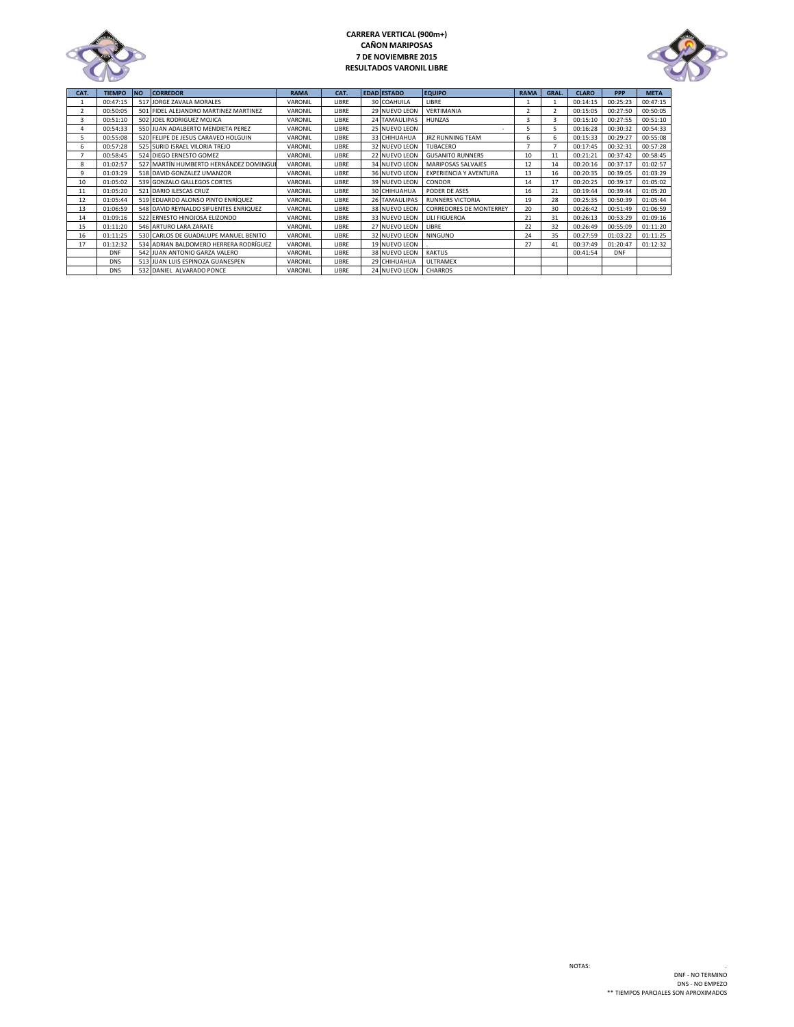**CARRERA VERTICAL (900m+)**
**CAÑON MARIPOSAS**
**7 DE NOVIEMBRE 2015**
**RESULTADOS VARONIL LIBRE**

| CAT. | TIEMPO | NO | CORREDOR | RAMA | CAT. | EDAD | ESTADO | EQUIPO | RAMA | GRAL. | CLARO | PPP | META |
|---|---|---|---|---|---|---|---|---|---|---|---|---|---|
| 1 | 00:47:15 | 517 | JORGE ZAVALA MORALES | VARONIL | LIBRE | 30 | COAHUILA | LIBRE | 1 | 1 | 00:14:15 | 00:25:23 | 00:47:15 |
| 2 | 00:50:05 | 501 | FIDEL ALEJANDRO MARTINEZ MARTINEZ | VARONIL | LIBRE | 29 | NUEVO LEON | VERTIMANIA | 2 | 2 | 00:15:05 | 00:27:50 | 00:50:05 |
| 3 | 00:51:10 | 502 | JOEL RODRIGUEZ MOJICA | VARONIL | LIBRE | 24 | TAMAULIPAS | HUNZAS | 3 | 3 | 00:15:10 | 00:27:55 | 00:51:10 |
| 4 | 00:54:33 | 550 | JUAN ADALBERTO MENDIETA PEREZ | VARONIL | LIBRE | 25 | NUEVO LEON | - | 5 | 5 | 00:16:28 | 00:30:32 | 00:54:33 |
| 5 | 00:55:08 | 520 | FELIPE DE JESUS CARAVEO HOLGUIN | VARONIL | LIBRE | 33 | CHIHUAHUA | JRZ RUNNING TEAM | 6 | 6 | 00:15:33 | 00:29:27 | 00:55:08 |
| 6 | 00:57:28 | 525 | SURID ISRAEL VILORIA TREJO | VARONIL | LIBRE | 32 | NUEVO LEON | TUBACERO | 7 | 7 | 00:17:45 | 00:32:31 | 00:57:28 |
| 7 | 00:58:45 | 524 | DIEGO ERNESTO GOMEZ | VARONIL | LIBRE | 22 | NUEVO LEON | GUSANITO RUNNERS | 10 | 11 | 00:21:21 | 00:37:42 | 00:58:45 |
| 8 | 01:02:57 | 527 | MARTÍN HUMBERTO HERNÁNDEZ DOMINGU | VARONIL | LIBRE | 34 | NUEVO LEON | MARIPOSAS SALVAJES | 12 | 14 | 00:20:16 | 00:37:17 | 01:02:57 |
| 9 | 01:03:29 | 518 | DAVID GONZALEZ UMANZOR | VARONIL | LIBRE | 36 | NUEVO LEON | EXPERIENCIA Y AVENTURA | 13 | 16 | 00:20:35 | 00:39:05 | 01:03:29 |
| 10 | 01:05:02 | 539 | GONZALO GALLEGOS CORTES | VARONIL | LIBRE | 39 | NUEVO LEON | CONDOR | 14 | 17 | 00:20:25 | 00:39:17 | 01:05:02 |
| 11 | 01:05:20 | 521 | DARIO ILESCAS CRUZ | VARONIL | LIBRE | 30 | CHIHUAHUA | PODER DE ASES | 16 | 21 | 00:19:44 | 00:39:44 | 01:05:20 |
| 12 | 01:05:44 | 519 | EDUARDO ALONSO PINTO ENRÍQUEZ | VARONIL | LIBRE | 26 | TAMAULIPAS | RUNNERS VICTORIA | 19 | 28 | 00:25:35 | 00:50:39 | 01:05:44 |
| 13 | 01:06:59 | 548 | DAVID REYNALDO SIFUENTES ENRIQUEZ | VARONIL | LIBRE | 38 | NUEVO LEON | CORREDORES DE MONTERREY | 20 | 30 | 00:26:42 | 00:51:49 | 01:06:59 |
| 14 | 01:09:16 | 522 | ERNESTO HINOJOSA ELIZONDO | VARONIL | LIBRE | 33 | NUEVO LEON | LILI FIGUEROA | 21 | 31 | 00:26:13 | 00:53:29 | 01:09:16 |
| 15 | 01:11:20 | 546 | ARTURO LARA ZARATE | VARONIL | LIBRE | 27 | NUEVO LEON | LIBRE | 22 | 32 | 00:26:49 | 00:55:09 | 01:11:20 |
| 16 | 01:11:25 | 530 | CARLOS DE GUADALUPE MANUEL BENITO | VARONIL | LIBRE | 32 | NUEVO LEON | NINGUNO | 24 | 35 | 00:27:59 | 01:03:22 | 01:11:25 |
| 17 | 01:12:32 | 534 | ADRIAN BALDOMERO HERRERA RODRÍGUEZ | VARONIL | LIBRE | 19 | NUEVO LEON | . | 27 | 41 | 00:37:49 | 01:20:47 | 01:12:32 |
| | DNF | 542 | JUAN ANTONIO GARZA VALERO | VARONIL | LIBRE | 38 | NUEVO LEON | KAKTUS | | | 00:41:54 | DNF | |
| | DNS | 513 | JUAN LUIS ESPINOZA GUANESPEN | VARONIL | LIBRE | 29 | CHIHUAHUA | ULTRAMEX | | | | | |
| | DNS | 532 | DANIEL ALVARADO PONCE | VARONIL | LIBRE | 24 | NUEVO LEON | CHARROS | | | | | |

NOTAS:

DNF - NO TERMINO
DNS - NO EMPEZO
** TIEMPOS PARCIALES SON APROXIMADOS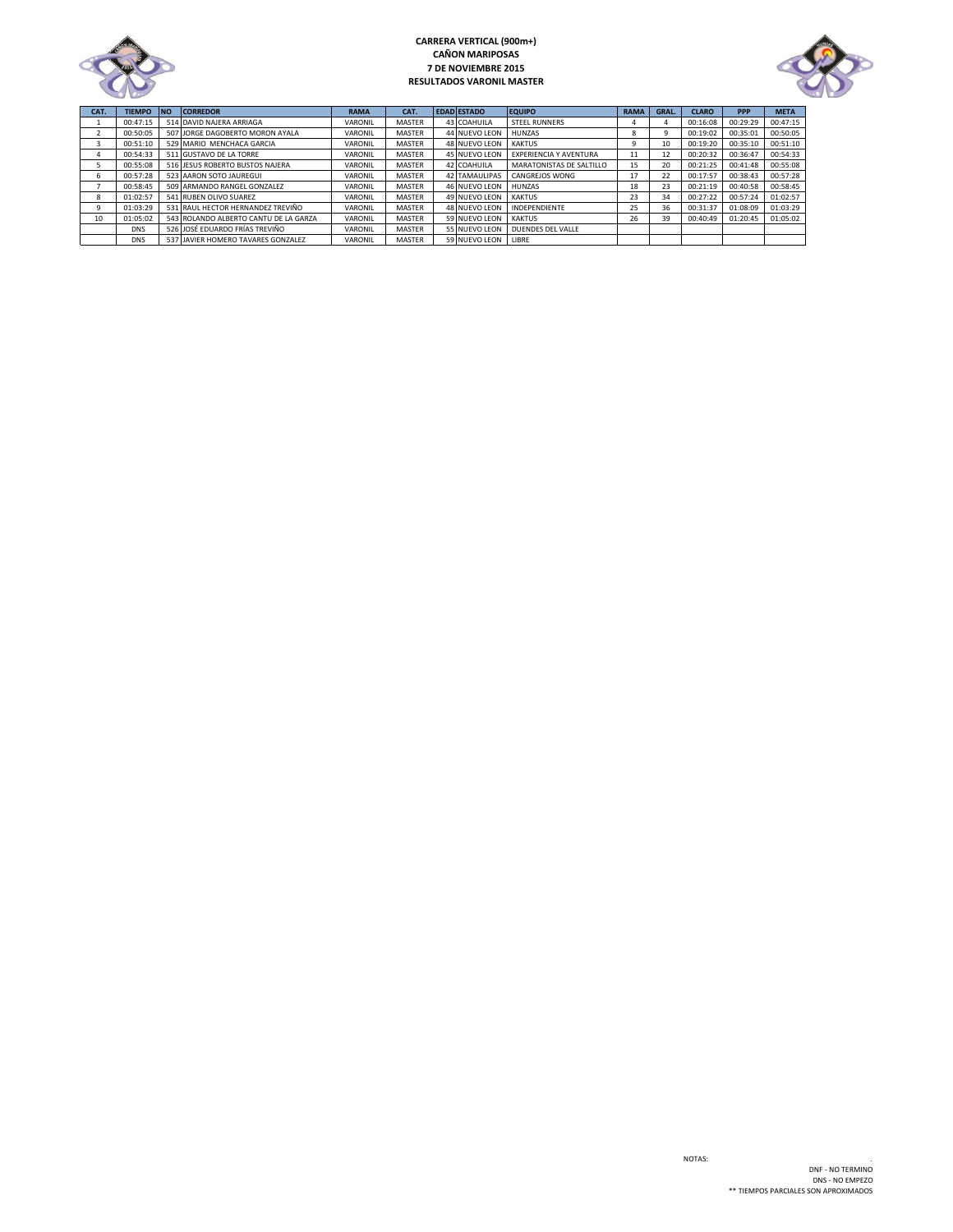**CARRERA VERTICAL (900m+)**
**CAÑON MARIPOSAS**
**7 DE NOVIEMBRE 2015**
**RESULTADOS VARONIL MASTER**

| CAT. | TIEMPO | NO | CORREDOR | RAMA | CAT. | EDAD | ESTADO | EQUIPO | RAMA | GRAL. | CLARO | PPP | META |
|---|---|---|---|---|---|---|---|---|---|---|---|---|---|
| 1 | 00:47:15 | 514 | DAVID NAJERA ARRIAGA | VARONIL | MASTER | 43 | COAHUILA | STEEL RUNNERS | 4 | 4 | 00:16:08 | 00:29:29 | 00:47:15 |
| 2 | 00:50:05 | 507 | JORGE DAGOBERTO MORON AYALA | VARONIL | MASTER | 44 | NUEVO LEON | HUNZAS | 8 | 9 | 00:19:02 | 00:35:01 | 00:50:05 |
| 3 | 00:51:10 | 529 | MARIO MENCHACA GARCIA | VARONIL | MASTER | 48 | NUEVO LEON | KAKTUS | 9 | 10 | 00:19:20 | 00:35:10 | 00:51:10 |
| 4 | 00:54:33 | 511 | GUSTAVO DE LA TORRE | VARONIL | MASTER | 45 | NUEVO LEON | EXPERIENCIA Y AVENTURA | 11 | 12 | 00:20:32 | 00:36:47 | 00:54:33 |
| 5 | 00:55:08 | 516 | JESUS ROBERTO BUSTOS NAJERA | VARONIL | MASTER | 42 | COAHUILA | MARATONISTAS DE SALTILLO | 15 | 20 | 00:21:25 | 00:41:48 | 00:55:08 |
| 6 | 00:57:28 | 523 | AARON SOTO JAUREGUI | VARONIL | MASTER | 42 | TAMAULIPAS | CANGREJOS WONG | 17 | 22 | 00:17:57 | 00:38:43 | 00:57:28 |
| 7 | 00:58:45 | 509 | ARMANDO RANGEL GONZALEZ | VARONIL | MASTER | 46 | NUEVO LEON | HUNZAS | 18 | 23 | 00:21:19 | 00:40:58 | 00:58:45 |
| 8 | 01:02:57 | 541 | RUBEN OLIVO SUAREZ | VARONIL | MASTER | 49 | NUEVO LEON | KAKTUS | 23 | 34 | 00:27:22 | 00:57:24 | 01:02:57 |
| 9 | 01:03:29 | 531 | RAUL HECTOR HERNANDEZ TREVIÑO | VARONIL | MASTER | 48 | NUEVO LEON | INDEPENDIENTE | 25 | 36 | 00:31:37 | 01:08:09 | 01:03:29 |
| 10 | 01:05:02 | 543 | ROLANDO ALBERTO CANTU DE LA GARZA | VARONIL | MASTER | 59 | NUEVO LEON | KAKTUS | 26 | 39 | 00:40:49 | 01:20:45 | 01:05:02 |
| | DNS | 526 | JOSÉ EDUARDO FRÍAS TREVIÑO | VARONIL | MASTER | 55 | NUEVO LEON | DUENDES DEL VALLE | | | | | |
| | DNS | 537 | JAVIER HOMERO TAVARES GONZALEZ | VARONIL | MASTER | 59 | NUEVO LEON | LIBRE | | | | | |

NOTAS:

DNF - NO TERMINO
DNS - NO EMPEZO
** TIEMPOS PARCIALES SON APROXIMADOS